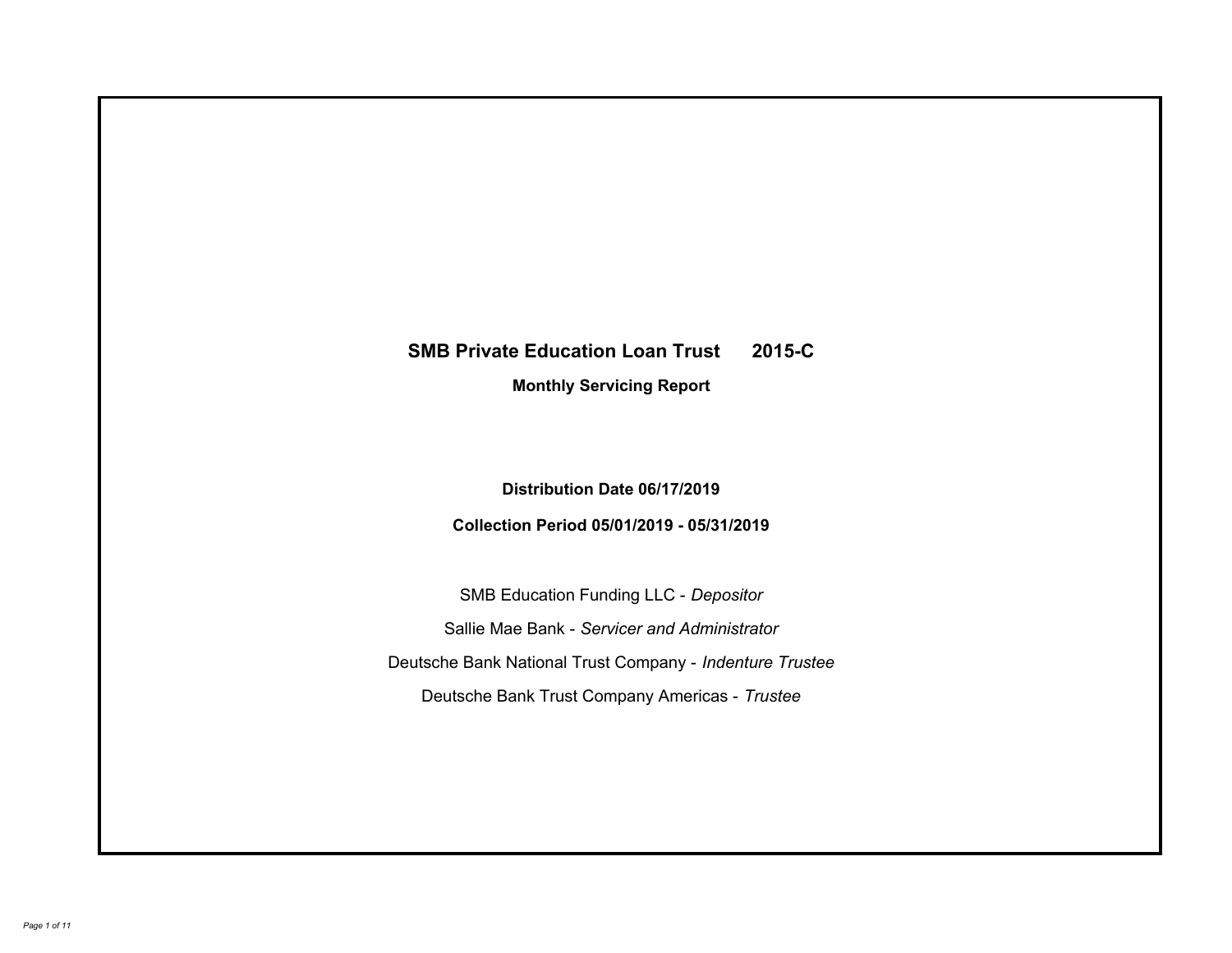# SMB Private Education Loan Trust 2015-C

## Monthly Servicing Report

**Distribution Date 06/17/2019**

**Collection Period 05/01/2019 - 05/31/2019**

SMB Education Funding LLC - *Depositor*

Sallie Mae Bank - *Servicer and Administrator*

Deutsche Bank National Trust Company - *Indenture Trustee*

Deutsche Bank Trust Company Americas - *Trustee*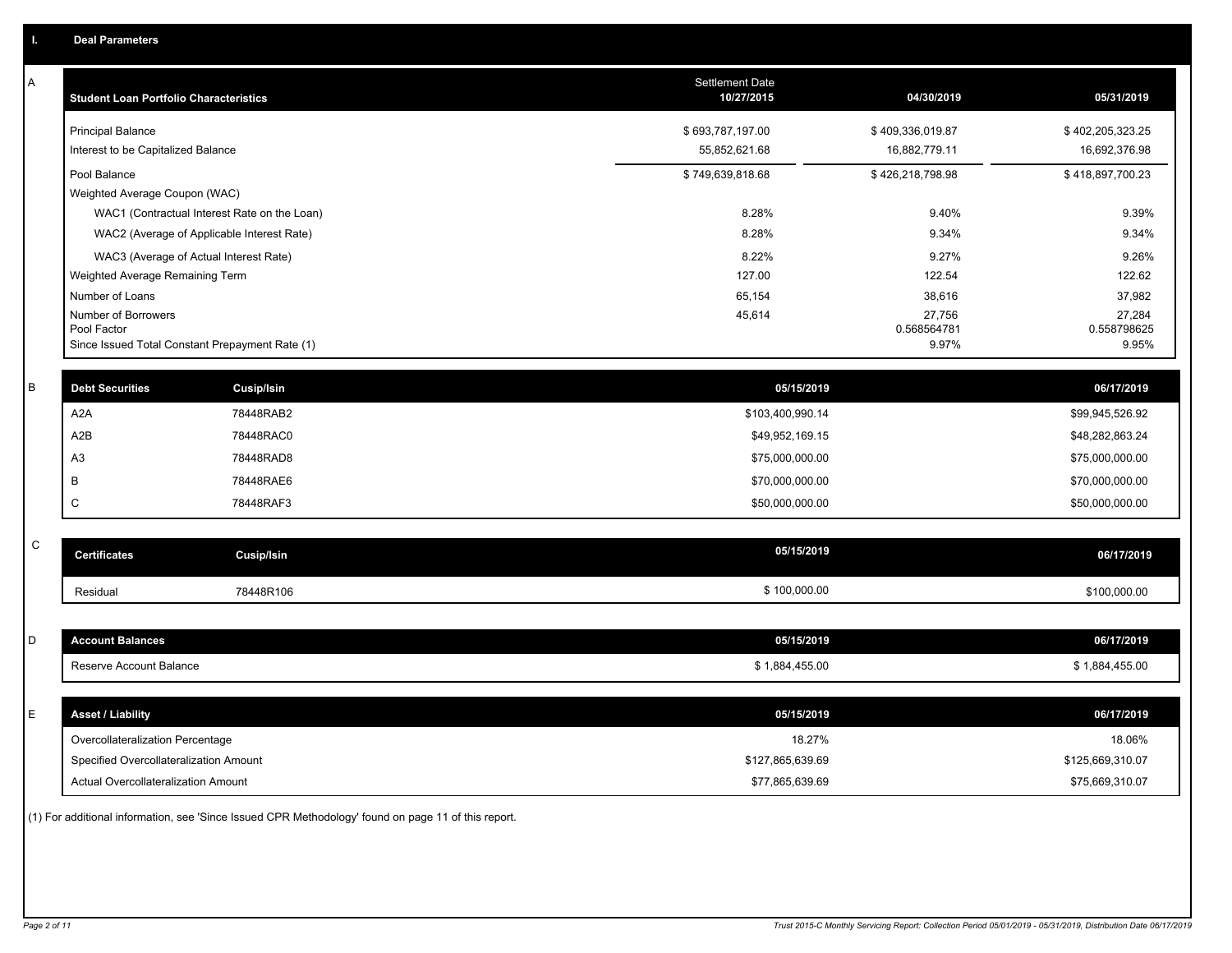## I. Deal Parameters

### A

| Student Loan Portfolio Characteristics | Settlement Date 10/27/2015 | 04/30/2019 | 05/31/2019 |
|---|---|---|---|
| Principal Balance | $ 693,787,197.00 | $ 409,336,019.87 | $ 402,205,323.25 |
| Interest to be Capitalized Balance | 55,852,621.68 | 16,882,779.11 | 16,692,376.98 |
| Pool Balance | $ 749,639,818.68 | $ 426,218,798.98 | $ 418,897,700.23 |
| Weighted Average Coupon (WAC) | | | |
| WAC1 (Contractual Interest Rate on the Loan) | 8.28% | 9.40% | 9.39% |
| WAC2 (Average of Applicable Interest Rate) | 8.28% | 9.34% | 9.34% |
| WAC3 (Average of Actual Interest Rate) | 8.22% | 9.27% | 9.26% |
| Weighted Average Remaining Term | 127.00 | 122.54 | 122.62 |
| Number of Loans | 65,154 | 38,616 | 37,982 |
| Number of Borrowers | 45,614 | 27,756 | 27,284 |
| Pool Factor | | 0.568564781 | 0.558798625 |
| Since Issued Total Constant Prepayment Rate (1) | | 9.97% | 9.95% |

### B

| Debt Securities | Cusip/Isin | 05/15/2019 | 06/17/2019 |
|---|---|---|---|
| A2A | 78448RAB2 | $103,400,990.14 | $99,945,526.92 |
| A2B | 78448RAC0 | $49,952,169.15 | $48,282,863.24 |
| A3 | 78448RAD8 | $75,000,000.00 | $75,000,000.00 |
| B | 78448RAE6 | $70,000,000.00 | $70,000,000.00 |
| C | 78448RAF3 | $50,000,000.00 | $50,000,000.00 |

### C

| Certificates | Cusip/Isin | 05/15/2019 | 06/17/2019 |
|---|---|---|---|
| Residual | 78448R106 | $ 100,000.00 | $100,000.00 |

### D

| Account Balances | 05/15/2019 | 06/17/2019 |
|---|---|---|
| Reserve Account Balance | $ 1,884,455.00 | $ 1,884,455.00 |

### E

| Asset / Liability | 05/15/2019 | 06/17/2019 |
|---|---|---|
| Overcollateralization Percentage | 18.27% | 18.06% |
| Specified Overcollateralization Amount | $127,865,639.69 | $125,669,310.07 |
| Actual Overcollateralization Amount | $77,865,639.69 | $75,669,310.07 |

(1) For additional information, see 'Since Issued CPR Methodology' found on page 11 of this report.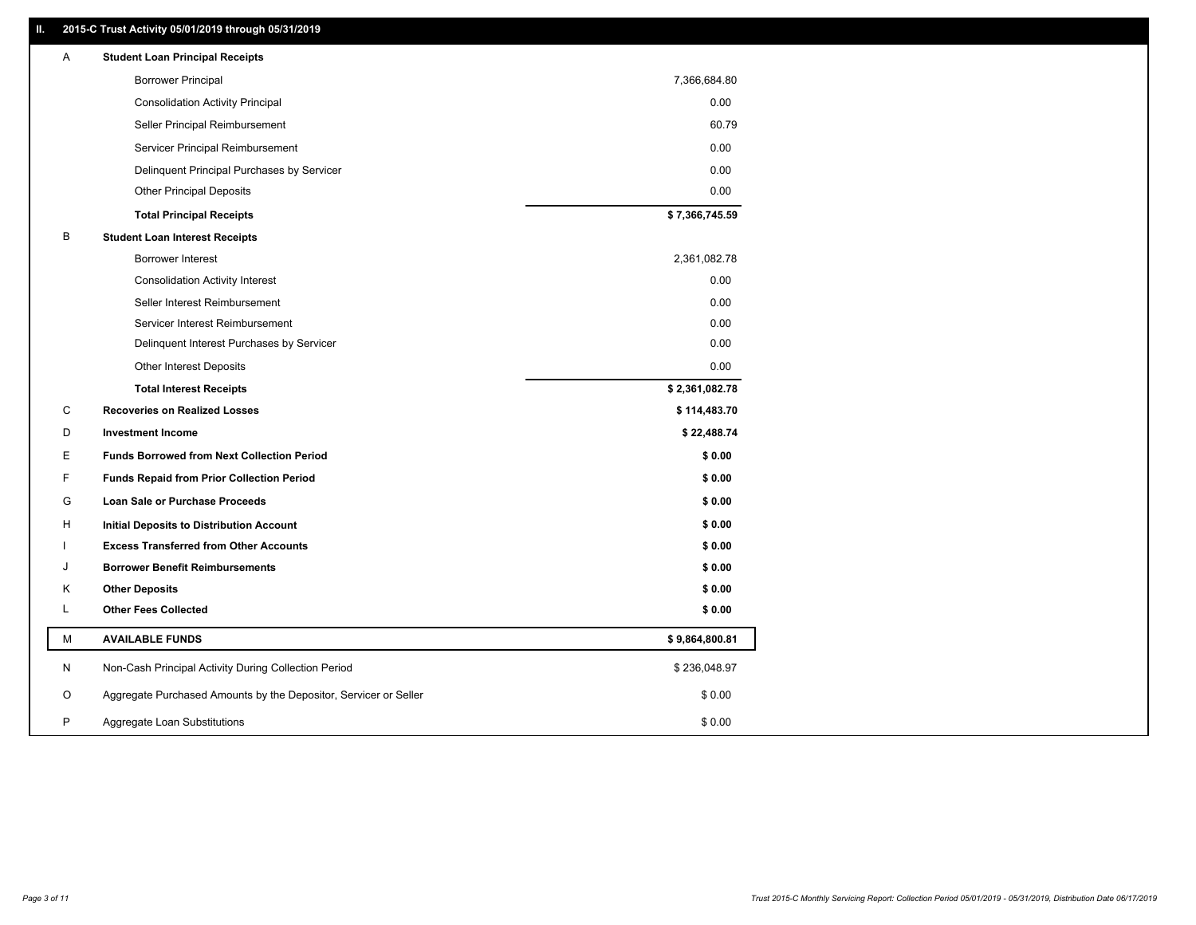## II. 2015-C Trust Activity 05/01/2019 through 05/31/2019

| | | |
|---|---|---|
| A | **Student Loan Principal Receipts** | |
| | Borrower Principal | 7,366,684.80 |
| | Consolidation Activity Principal | 0.00 |
| | Seller Principal Reimbursement | 60.79 |
| | Servicer Principal Reimbursement | 0.00 |
| | Delinquent Principal Purchases by Servicer | 0.00 |
| | Other Principal Deposits | 0.00 |
| | **Total Principal Receipts** | **$ 7,366,745.59** |
| B | **Student Loan Interest Receipts** | |
| | Borrower Interest | 2,361,082.78 |
| | Consolidation Activity Interest | 0.00 |
| | Seller Interest Reimbursement | 0.00 |
| | Servicer Interest Reimbursement | 0.00 |
| | Delinquent Interest Purchases by Servicer | 0.00 |
| | Other Interest Deposits | 0.00 |
| | **Total Interest Receipts** | **$ 2,361,082.78** |
| C | **Recoveries on Realized Losses** | **$ 114,483.70** |
| D | **Investment Income** | **$ 22,488.74** |
| E | **Funds Borrowed from Next Collection Period** | **$ 0.00** |
| F | **Funds Repaid from Prior Collection Period** | **$ 0.00** |
| G | **Loan Sale or Purchase Proceeds** | **$ 0.00** |
| H | **Initial Deposits to Distribution Account** | **$ 0.00** |
| I | **Excess Transferred from Other Accounts** | **$ 0.00** |
| J | **Borrower Benefit Reimbursements** | **$ 0.00** |
| K | **Other Deposits** | **$ 0.00** |
| L | **Other Fees Collected** | **$ 0.00** |
| M | **AVAILABLE FUNDS** | **$ 9,864,800.81** |
| N | Non-Cash Principal Activity During Collection Period | $ 236,048.97 |
| O | Aggregate Purchased Amounts by the Depositor, Servicer or Seller | $ 0.00 |
| P | Aggregate Loan Substitutions | $ 0.00 |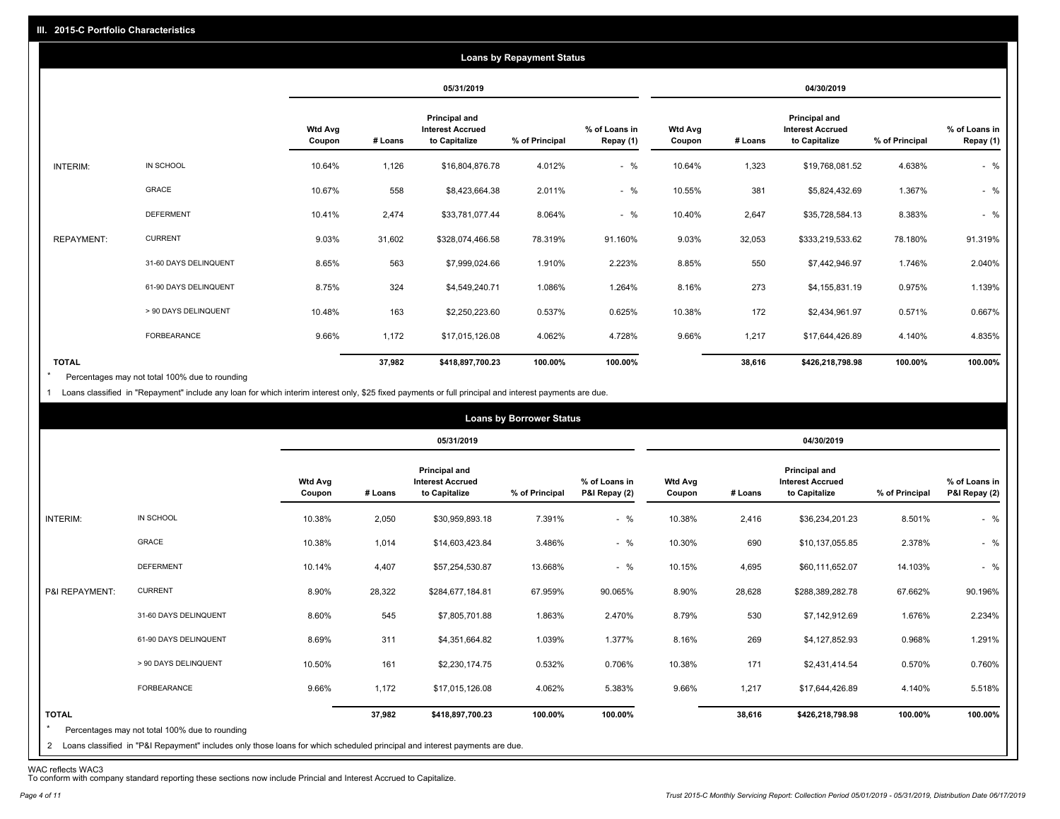## III. 2015-C Portfolio Characteristics

### Loans by Repayment Status

| | | 05/31/2019 | | | | | 04/30/2019 | | | | |
|---|---|---|---|---|---|---|---|---|---|---|---|
| | | Wtd Avg Coupon | # Loans | Principal and Interest Accrued to Capitalize | % of Principal | % of Loans in Repay (1) | Wtd Avg Coupon | # Loans | Principal and Interest Accrued to Capitalize | % of Principal | % of Loans in Repay (1) |
| INTERIM: | IN SCHOOL | 10.64% | 1,126 | $16,804,876.78 | 4.012% | - % | 10.64% | 1,323 | $19,768,081.52 | 4.638% | - % |
| | GRACE | 10.67% | 558 | $8,423,664.38 | 2.011% | - % | 10.55% | 381 | $5,824,432.69 | 1.367% | - % |
| | DEFERMENT | 10.41% | 2,474 | $33,781,077.44 | 8.064% | - % | 10.40% | 2,647 | $35,728,584.13 | 8.383% | - % |
| REPAYMENT: | CURRENT | 9.03% | 31,602 | $328,074,466.58 | 78.319% | 91.160% | 9.03% | 32,053 | $333,219,533.62 | 78.180% | 91.319% |
| | 31-60 DAYS DELINQUENT | 8.65% | 563 | $7,999,024.66 | 1.910% | 2.223% | 8.85% | 550 | $7,442,946.97 | 1.746% | 2.040% |
| | 61-90 DAYS DELINQUENT | 8.75% | 324 | $4,549,240.71 | 1.086% | 1.264% | 8.16% | 273 | $4,155,831.19 | 0.975% | 1.139% |
| | > 90 DAYS DELINQUENT | 10.48% | 163 | $2,250,223.60 | 0.537% | 0.625% | 10.38% | 172 | $2,434,961.97 | 0.571% | 0.667% |
| | FORBEARANCE | 9.66% | 1,172 | $17,015,126.08 | 4.062% | 4.728% | 9.66% | 1,217 | $17,644,426.89 | 4.140% | 4.835% |
| **TOTAL** | | | **37,982** | **$418,897,700.23** | **100.00%** | **100.00%** | | **38,616** | **$426,218,798.98** | **100.00%** | **100.00%** |

\* Percentages may not total 100% due to rounding

1 Loans classified in "Repayment" include any loan for which interim interest only, $25 fixed payments or full principal and interest payments are due.

### Loans by Borrower Status

| | | 05/31/2019 | | | | | 04/30/2019 | | | | |
|---|---|---|---|---|---|---|---|---|---|---|---|
| | | Wtd Avg Coupon | # Loans | Principal and Interest Accrued to Capitalize | % of Principal | % of Loans in P&I Repay (2) | Wtd Avg Coupon | # Loans | Principal and Interest Accrued to Capitalize | % of Principal | % of Loans in P&I Repay (2) |
| INTERIM: | IN SCHOOL | 10.38% | 2,050 | $30,959,893.18 | 7.391% | - % | 10.38% | 2,416 | $36,234,201.23 | 8.501% | - % |
| | GRACE | 10.38% | 1,014 | $14,603,423.84 | 3.486% | - % | 10.30% | 690 | $10,137,055.85 | 2.378% | - % |
| | DEFERMENT | 10.14% | 4,407 | $57,254,530.87 | 13.668% | - % | 10.15% | 4,695 | $60,111,652.07 | 14.103% | - % |
| P&I REPAYMENT: | CURRENT | 8.90% | 28,322 | $284,677,184.81 | 67.959% | 90.065% | 8.90% | 28,628 | $288,389,282.78 | 67.662% | 90.196% |
| | 31-60 DAYS DELINQUENT | 8.60% | 545 | $7,805,701.88 | 1.863% | 2.470% | 8.79% | 530 | $7,142,912.69 | 1.676% | 2.234% |
| | 61-90 DAYS DELINQUENT | 8.69% | 311 | $4,351,664.82 | 1.039% | 1.377% | 8.16% | 269 | $4,127,852.93 | 0.968% | 1.291% |
| | > 90 DAYS DELINQUENT | 10.50% | 161 | $2,230,174.75 | 0.532% | 0.706% | 10.38% | 171 | $2,431,414.54 | 0.570% | 0.760% |
| | FORBEARANCE | 9.66% | 1,172 | $17,015,126.08 | 4.062% | 5.383% | 9.66% | 1,217 | $17,644,426.89 | 4.140% | 5.518% |
| **TOTAL** | | | **37,982** | **$418,897,700.23** | **100.00%** | **100.00%** | | **38,616** | **$426,218,798.98** | **100.00%** | **100.00%** |

\* Percentages may not total 100% due to rounding

2 Loans classified in "P&I Repayment" includes only those loans for which scheduled principal and interest payments are due.

WAC reflects WAC3

To conform with company standard reporting these sections now include Princial and Interest Accrued to Capitalize.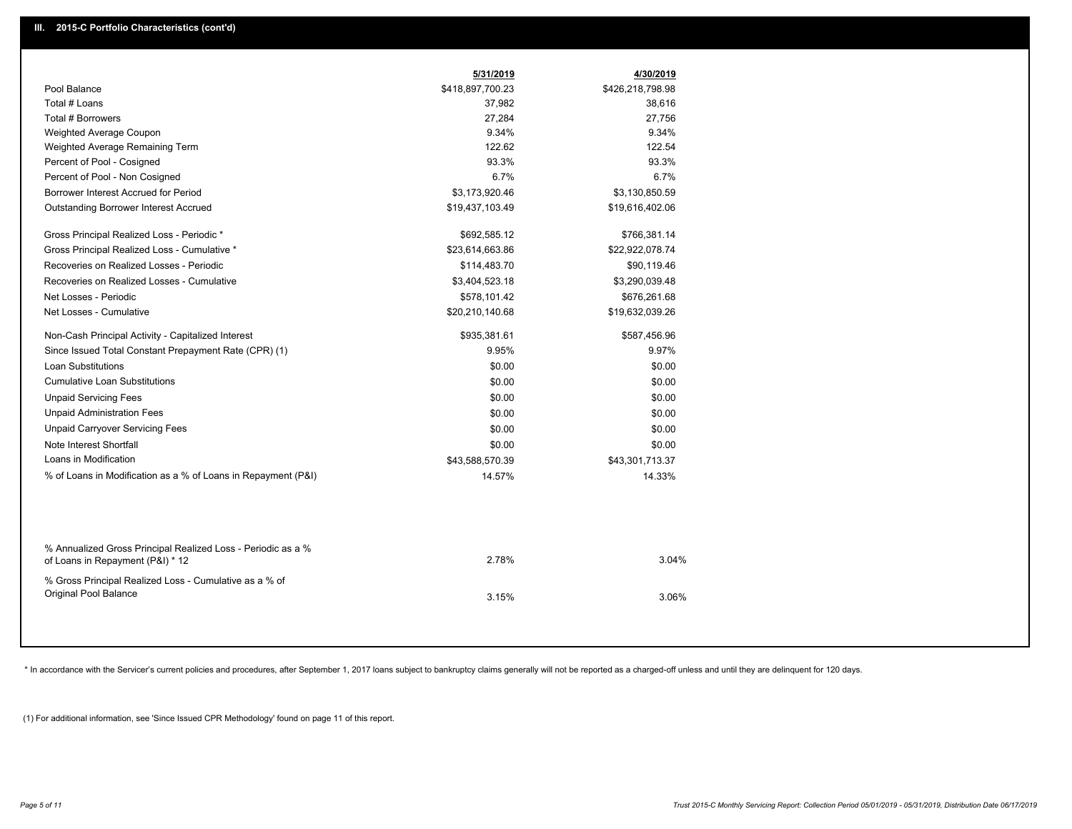## III. 2015-C Portfolio Characteristics (cont'd)

| | 5/31/2019 | 4/30/2019 |
|---|---|---|
| Pool Balance | $418,897,700.23 | $426,218,798.98 |
| Total # Loans | 37,982 | 38,616 |
| Total # Borrowers | 27,284 | 27,756 |
| Weighted Average Coupon | 9.34% | 9.34% |
| Weighted Average Remaining Term | 122.62 | 122.54 |
| Percent of Pool - Cosigned | 93.3% | 93.3% |
| Percent of Pool - Non Cosigned | 6.7% | 6.7% |
| Borrower Interest Accrued for Period | $3,173,920.46 | $3,130,850.59 |
| Outstanding Borrower Interest Accrued | $19,437,103.49 | $19,616,402.06 |
| Gross Principal Realized Loss - Periodic * | $692,585.12 | $766,381.14 |
| Gross Principal Realized Loss - Cumulative * | $23,614,663.86 | $22,922,078.74 |
| Recoveries on Realized Losses - Periodic | $114,483.70 | $90,119.46 |
| Recoveries on Realized Losses - Cumulative | $3,404,523.18 | $3,290,039.48 |
| Net Losses - Periodic | $578,101.42 | $676,261.68 |
| Net Losses - Cumulative | $20,210,140.68 | $19,632,039.26 |
| Non-Cash Principal Activity - Capitalized Interest | $935,381.61 | $587,456.96 |
| Since Issued Total Constant Prepayment Rate (CPR) (1) | 9.95% | 9.97% |
| Loan Substitutions | $0.00 | $0.00 |
| Cumulative Loan Substitutions | $0.00 | $0.00 |
| Unpaid Servicing Fees | $0.00 | $0.00 |
| Unpaid Administration Fees | $0.00 | $0.00 |
| Unpaid Carryover Servicing Fees | $0.00 | $0.00 |
| Note Interest Shortfall | $0.00 | $0.00 |
| Loans in Modification | $43,588,570.39 | $43,301,713.37 |
| % of Loans in Modification as a % of Loans in Repayment (P&I) | 14.57% | 14.33% |
| % Annualized Gross Principal Realized Loss - Periodic as a % of Loans in Repayment (P&I) * 12 | 2.78% | 3.04% |
| % Gross Principal Realized Loss - Cumulative as a % of Original Pool Balance | 3.15% | 3.06% |

* In accordance with the Servicer's current policies and procedures, after September 1, 2017 loans subject to bankruptcy claims generally will not be reported as a charged-off unless and until they are delinquent for 120 days.

(1) For additional information, see 'Since Issued CPR Methodology' found on page 11 of this report.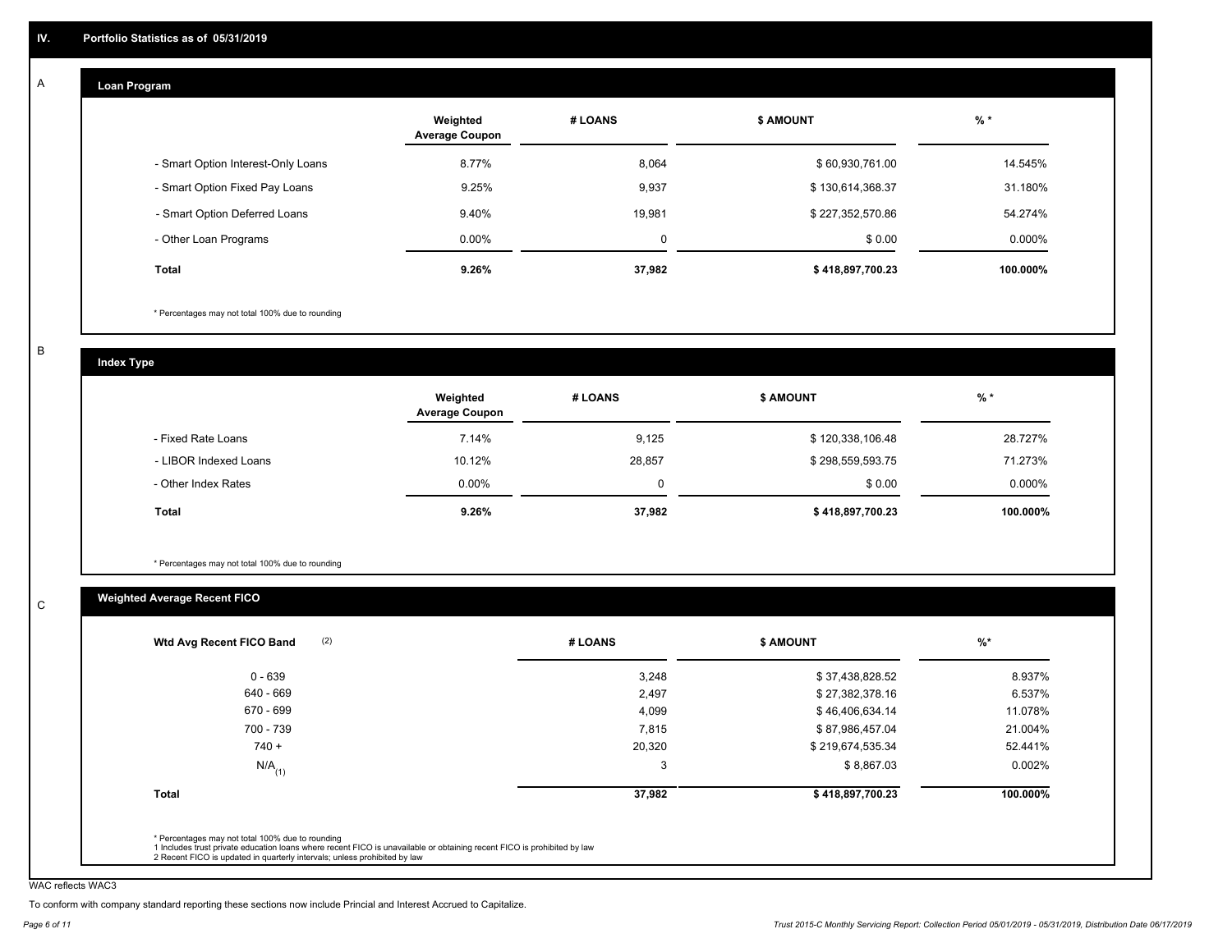## IV. Portfolio Statistics as of 05/31/2019

### A. Loan Program

| | Weighted Average Coupon | # LOANS | $ AMOUNT | % * |
|---|---|---|---|---|
| - Smart Option Interest-Only Loans | 8.77% | 8,064 | $ 60,930,761.00 | 14.545% |
| - Smart Option Fixed Pay Loans | 9.25% | 9,937 | $ 130,614,368.37 | 31.180% |
| - Smart Option Deferred Loans | 9.40% | 19,981 | $ 227,352,570.86 | 54.274% |
| - Other Loan Programs | 0.00% | 0 | $ 0.00 | 0.000% |
| **Total** | **9.26%** | **37,982** | **$ 418,897,700.23** | **100.000%** |

* Percentages may not total 100% due to rounding

### B. Index Type

| | Weighted Average Coupon | # LOANS | $ AMOUNT | % * |
|---|---|---|---|---|
| - Fixed Rate Loans | 7.14% | 9,125 | $ 120,338,106.48 | 28.727% |
| - LIBOR Indexed Loans | 10.12% | 28,857 | $ 298,559,593.75 | 71.273% |
| - Other Index Rates | 0.00% | 0 | $ 0.00 | 0.000% |
| **Total** | **9.26%** | **37,982** | **$ 418,897,700.23** | **100.000%** |

* Percentages may not total 100% due to rounding

### C. Weighted Average Recent FICO

| Wtd Avg Recent FICO Band (2) | # LOANS | $ AMOUNT | %* |
|---|---|---|---|
| 0 - 639 | 3,248 | $ 37,438,828.52 | 8.937% |
| 640 - 669 | 2,497 | $ 27,382,378.16 | 6.537% |
| 670 - 699 | 4,099 | $ 46,406,634.14 | 11.078% |
| 700 - 739 | 7,815 | $ 87,986,457.04 | 21.004% |
| 740 + | 20,320 | $ 219,674,535.34 | 52.441% |
| N/A (1) | 3 | $ 8,867.03 | 0.002% |
| **Total** | **37,982** | **$ 418,897,700.23** | **100.000%** |

* Percentages may not total 100% due to rounding
1 Includes trust private education loans where recent FICO is unavailable or obtaining recent FICO is prohibited by law
2 Recent FICO is updated in quarterly intervals; unless prohibited by law

WAC reflects WAC3

To conform with company standard reporting these sections now include Princial and Interest Accrued to Capitalize.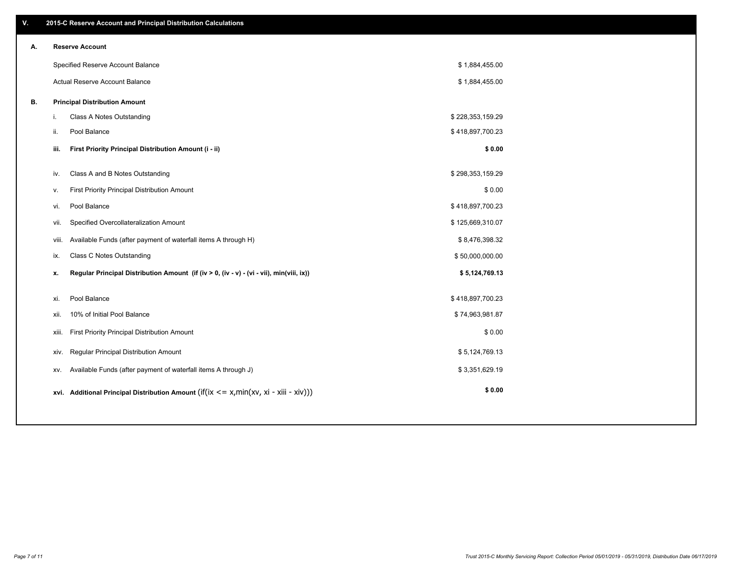## V. 2015-C Reserve Account and Principal Distribution Calculations

### A. Reserve Account

| | |
|---|---|
| Specified Reserve Account Balance | $ 1,884,455.00 |
| Actual Reserve Account Balance | $ 1,884,455.00 |

### B. Principal Distribution Amount

| | | |
|---|---|---|
| i. | Class A Notes Outstanding | $ 228,353,159.29 |
| ii. | Pool Balance | $ 418,897,700.23 |
| **iii.** | **First Priority Principal Distribution Amount (i - ii)** | **$ 0.00** |
| iv. | Class A and B Notes Outstanding | $ 298,353,159.29 |
| v. | First Priority Principal Distribution Amount | $ 0.00 |
| vi. | Pool Balance | $ 418,897,700.23 |
| vii. | Specified Overcollateralization Amount | $ 125,669,310.07 |
| viii. | Available Funds (after payment of waterfall items A through H) | $ 8,476,398.32 |
| ix. | Class C Notes Outstanding | $ 50,000,000.00 |
| **x.** | **Regular Principal Distribution Amount (if (iv > 0, (iv - v) - (vi - vii), min(viii, ix))** | **$ 5,124,769.13** |
| xi. | Pool Balance | $ 418,897,700.23 |
| xii. | 10% of Initial Pool Balance | $ 74,963,981.87 |
| xiii. | First Priority Principal Distribution Amount | $ 0.00 |
| xiv. | Regular Principal Distribution Amount | $ 5,124,769.13 |
| xv. | Available Funds (after payment of waterfall items A through J) | $ 3,351,629.19 |
| **xvi.** | **Additional Principal Distribution Amount** (if(ix <= x,min(xv, xi - xiii - xiv))) | **$ 0.00** |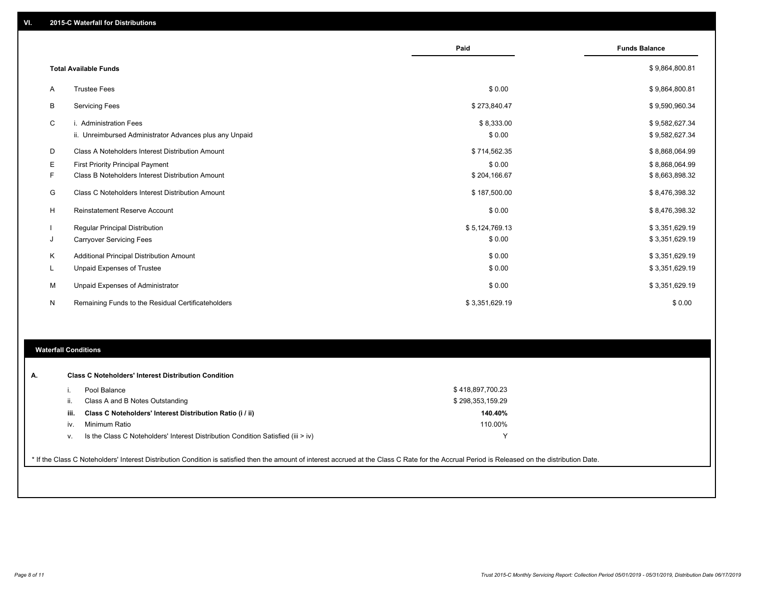## VI. 2015-C Waterfall for Distributions

| | | Paid | Funds Balance |
|---|---|---|---|
| | **Total Available Funds** | | $ 9,864,800.81 |
| A | Trustee Fees | $ 0.00 | $ 9,864,800.81 |
| B | Servicing Fees | $ 273,840.47 | $ 9,590,960.34 |
| C | i. Administration Fees | $ 8,333.00 | $ 9,582,627.34 |
| | ii. Unreimbursed Administrator Advances plus any Unpaid | $ 0.00 | $ 9,582,627.34 |
| D | Class A Noteholders Interest Distribution Amount | $ 714,562.35 | $ 8,868,064.99 |
| E | First Priority Principal Payment | $ 0.00 | $ 8,868,064.99 |
| F | Class B Noteholders Interest Distribution Amount | $ 204,166.67 | $ 8,663,898.32 |
| G | Class C Noteholders Interest Distribution Amount | $ 187,500.00 | $ 8,476,398.32 |
| H | Reinstatement Reserve Account | $ 0.00 | $ 8,476,398.32 |
| I | Regular Principal Distribution | $ 5,124,769.13 | $ 3,351,629.19 |
| J | Carryover Servicing Fees | $ 0.00 | $ 3,351,629.19 |
| K | Additional Principal Distribution Amount | $ 0.00 | $ 3,351,629.19 |
| L | Unpaid Expenses of Trustee | $ 0.00 | $ 3,351,629.19 |
| M | Unpaid Expenses of Administrator | $ 0.00 | $ 3,351,629.19 |
| N | Remaining Funds to the Residual Certificateholders | $ 3,351,629.19 | $ 0.00 |

## Waterfall Conditions

**A. Class C Noteholders' Interest Distribution Condition**

| | | |
|---|---|---|
| i. | Pool Balance | $ 418,897,700.23 |
| ii. | Class A and B Notes Outstanding | $ 298,353,159.29 |
| **iii.** | **Class C Noteholders' Interest Distribution Ratio (i / ii)** | **140.40%** |
| iv. | Minimum Ratio | 110.00% |
| v. | Is the Class C Noteholders' Interest Distribution Condition Satisfied (iii > iv) | Y |

* If the Class C Noteholders' Interest Distribution Condition is satisfied then the amount of interest accrued at the Class C Rate for the Accrual Period is Released on the distribution Date.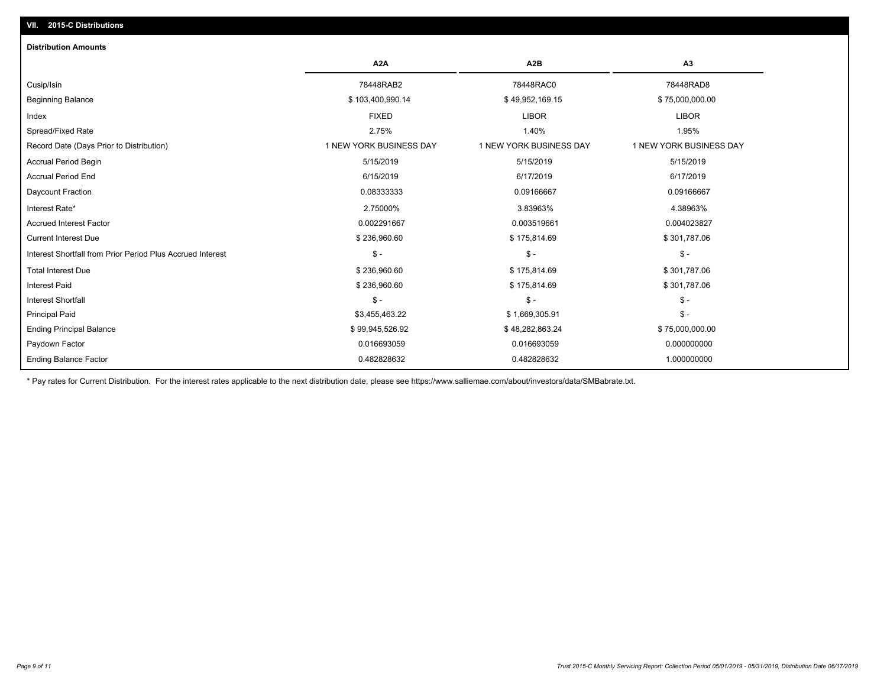## VII. 2015-C Distributions

### Distribution Amounts

| | A2A | A2B | A3 |
|---|---|---|---|
| Cusip/Isin | 78448RAB2 | 78448RAC0 | 78448RAD8 |
| Beginning Balance | $ 103,400,990.14 | $ 49,952,169.15 | $ 75,000,000.00 |
| Index | FIXED | LIBOR | LIBOR |
| Spread/Fixed Rate | 2.75% | 1.40% | 1.95% |
| Record Date (Days Prior to Distribution) | 1 NEW YORK BUSINESS DAY | 1 NEW YORK BUSINESS DAY | 1 NEW YORK BUSINESS DAY |
| Accrual Period Begin | 5/15/2019 | 5/15/2019 | 5/15/2019 |
| Accrual Period End | 6/15/2019 | 6/17/2019 | 6/17/2019 |
| Daycount Fraction | 0.08333333 | 0.09166667 | 0.09166667 |
| Interest Rate* | 2.75000% | 3.83963% | 4.38963% |
| Accrued Interest Factor | 0.002291667 | 0.003519661 | 0.004023827 |
| Current Interest Due | $ 236,960.60 | $ 175,814.69 | $ 301,787.06 |
| Interest Shortfall from Prior Period Plus Accrued Interest | $ - | $ - | $ - |
| Total Interest Due | $ 236,960.60 | $ 175,814.69 | $ 301,787.06 |
| Interest Paid | $ 236,960.60 | $ 175,814.69 | $ 301,787.06 |
| Interest Shortfall | $ - | $ - | $ - |
| Principal Paid | $3,455,463.22 | $ 1,669,305.91 | $ - |
| Ending Principal Balance | $ 99,945,526.92 | $ 48,282,863.24 | $ 75,000,000.00 |
| Paydown Factor | 0.016693059 | 0.016693059 | 0.000000000 |
| Ending Balance Factor | 0.482828632 | 0.482828632 | 1.000000000 |

* Pay rates for Current Distribution. For the interest rates applicable to the next distribution date, please see https://www.salliemae.com/about/investors/data/SMBabrate.txt.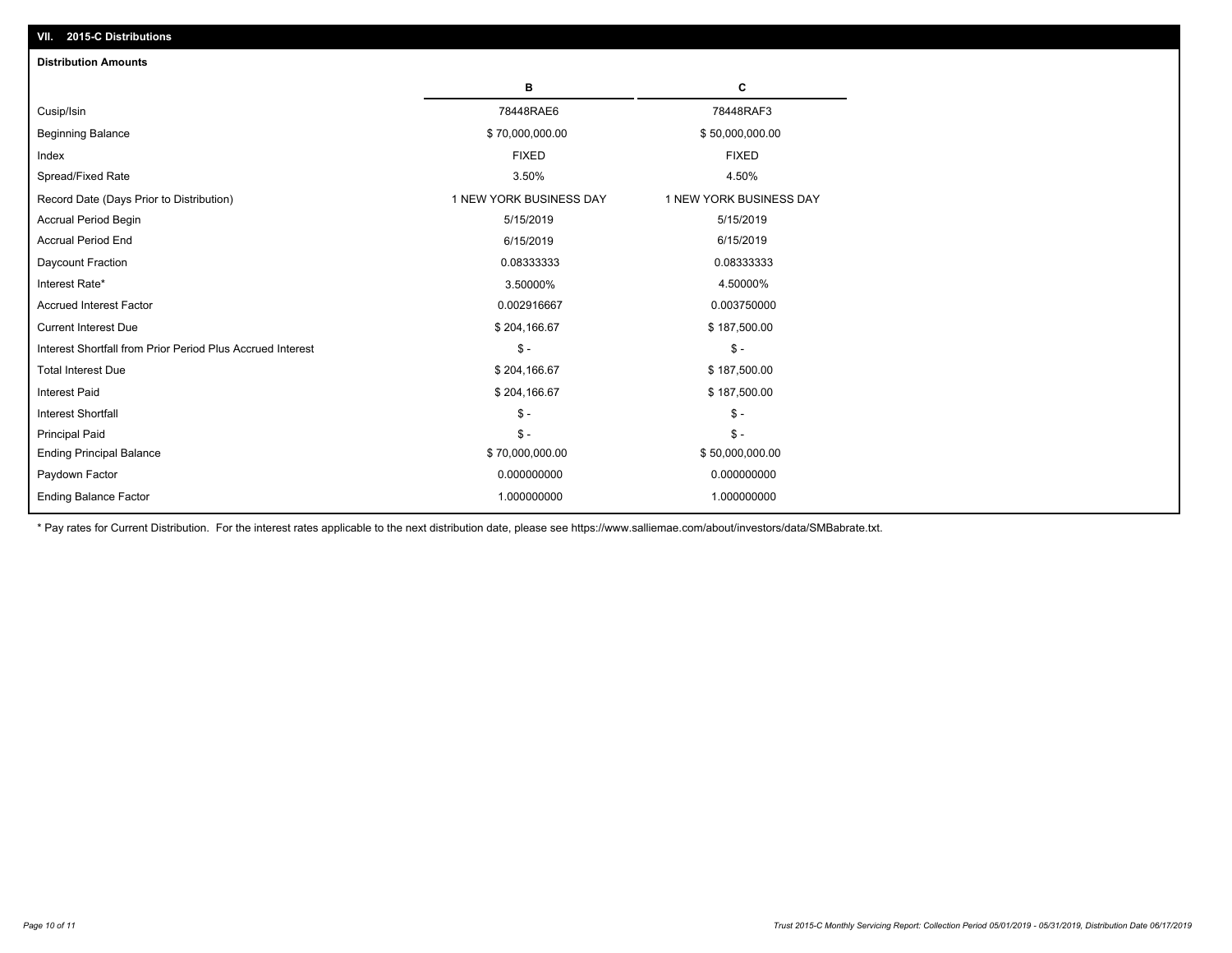## VII. 2015-C Distributions

### Distribution Amounts

| | B | C |
|---|---|---|
| Cusip/Isin | 78448RAE6 | 78448RAF3 |
| Beginning Balance | $ 70,000,000.00 | $ 50,000,000.00 |
| Index | FIXED | FIXED |
| Spread/Fixed Rate | 3.50% | 4.50% |
| Record Date (Days Prior to Distribution) | 1 NEW YORK BUSINESS DAY | 1 NEW YORK BUSINESS DAY |
| Accrual Period Begin | 5/15/2019 | 5/15/2019 |
| Accrual Period End | 6/15/2019 | 6/15/2019 |
| Daycount Fraction | 0.08333333 | 0.08333333 |
| Interest Rate* | 3.50000% | 4.50000% |
| Accrued Interest Factor | 0.002916667 | 0.003750000 |
| Current Interest Due | $ 204,166.67 | $ 187,500.00 |
| Interest Shortfall from Prior Period Plus Accrued Interest | $ - | $ - |
| Total Interest Due | $ 204,166.67 | $ 187,500.00 |
| Interest Paid | $ 204,166.67 | $ 187,500.00 |
| Interest Shortfall | $ - | $ - |
| Principal Paid | $ - | $ - |
| Ending Principal Balance | $ 70,000,000.00 | $ 50,000,000.00 |
| Paydown Factor | 0.000000000 | 0.000000000 |
| Ending Balance Factor | 1.000000000 | 1.000000000 |

* Pay rates for Current Distribution. For the interest rates applicable to the next distribution date, please see https://www.salliemae.com/about/investors/data/SMBabrate.txt.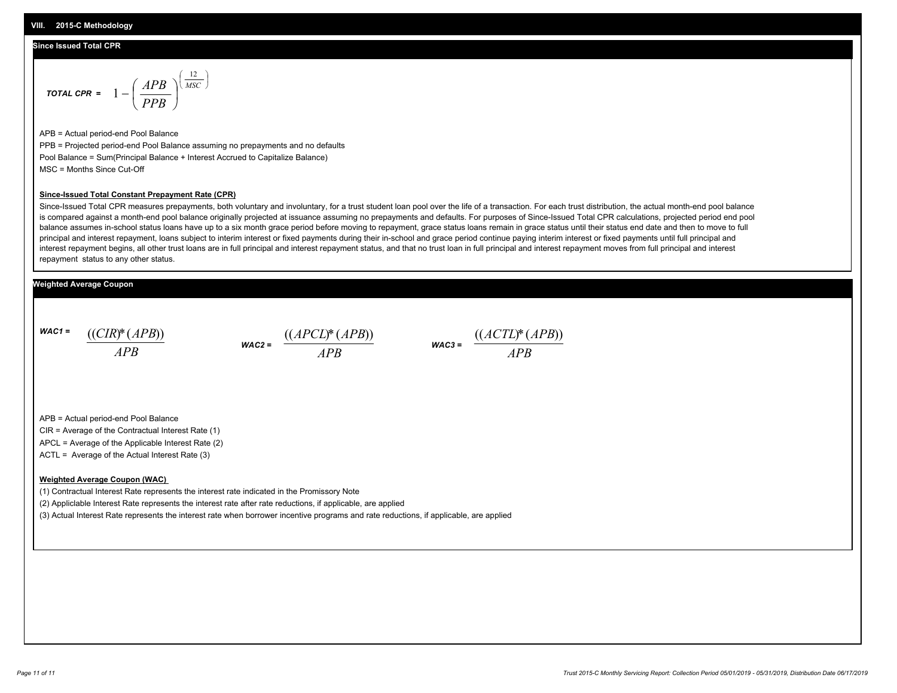## VIII. 2015-C Methodology

### Since Issued Total CPR

$$\textbf{TOTAL CPR} = 1 - \left(\frac{APB}{PPB}\right)^{\left(\frac{12}{MSC}\right)}$$

APB = Actual period-end Pool Balance

PPB = Projected period-end Pool Balance assuming no prepayments and no defaults

Pool Balance = Sum(Principal Balance + Interest Accrued to Capitalize Balance)

MSC = Months Since Cut-Off

**Since-Issued Total Constant Prepayment Rate (CPR)**

Since-Issued Total CPR measures prepayments, both voluntary and involuntary, for a trust student loan pool over the life of a transaction. For each trust distribution, the actual month-end pool balance is compared against a month-end pool balance originally projected at issuance assuming no prepayments and defaults. For purposes of Since-Issued Total CPR calculations, projected period end pool balance assumes in-school status loans have up to a six month grace period before moving to repayment, grace status loans remain in grace status until their status end date and then to move to full principal and interest repayment, loans subject to interim interest or fixed payments during their in-school and grace period continue paying interim interest or fixed payments until full principal and interest repayment begins, all other trust loans are in full principal and interest repayment status, and that no trust loan in full principal and interest repayment moves from full principal and interest repayment status to any other status.

### Weighted Average Coupon

$$\textbf{WAC1} = \frac{((CIR)*(APB))}{APB} \qquad \textbf{WAC2} = \frac{((APCL)*(APB))}{APB} \qquad \textbf{WAC3} = \frac{((ACTL)*(APB))}{APB}$$

APB = Actual period-end Pool Balance

CIR = Average of the Contractual Interest Rate (1)

APCL = Average of the Applicable Interest Rate (2)

ACTL = Average of the Actual Interest Rate (3)

**Weighted Average Coupon (WAC)**

(1) Contractual Interest Rate represents the interest rate indicated in the Promissory Note

(2) Appliclable Interest Rate represents the interest rate after rate reductions, if applicable, are applied

(3) Actual Interest Rate represents the interest rate when borrower incentive programs and rate reductions, if applicable, are applied